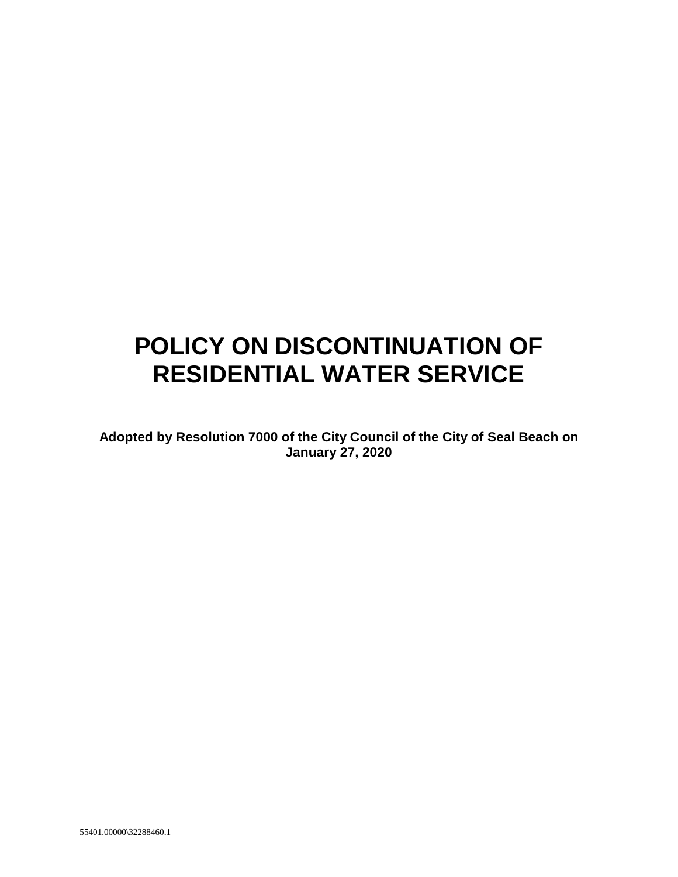# POLICY ON DISCONTINUATION OF RESIDENTIAL WATER SERVICE

**Adopted by Resolution 7000 of the City Council of the City of Seal Beach on January 27, 2020**

55401.00000\32288460.1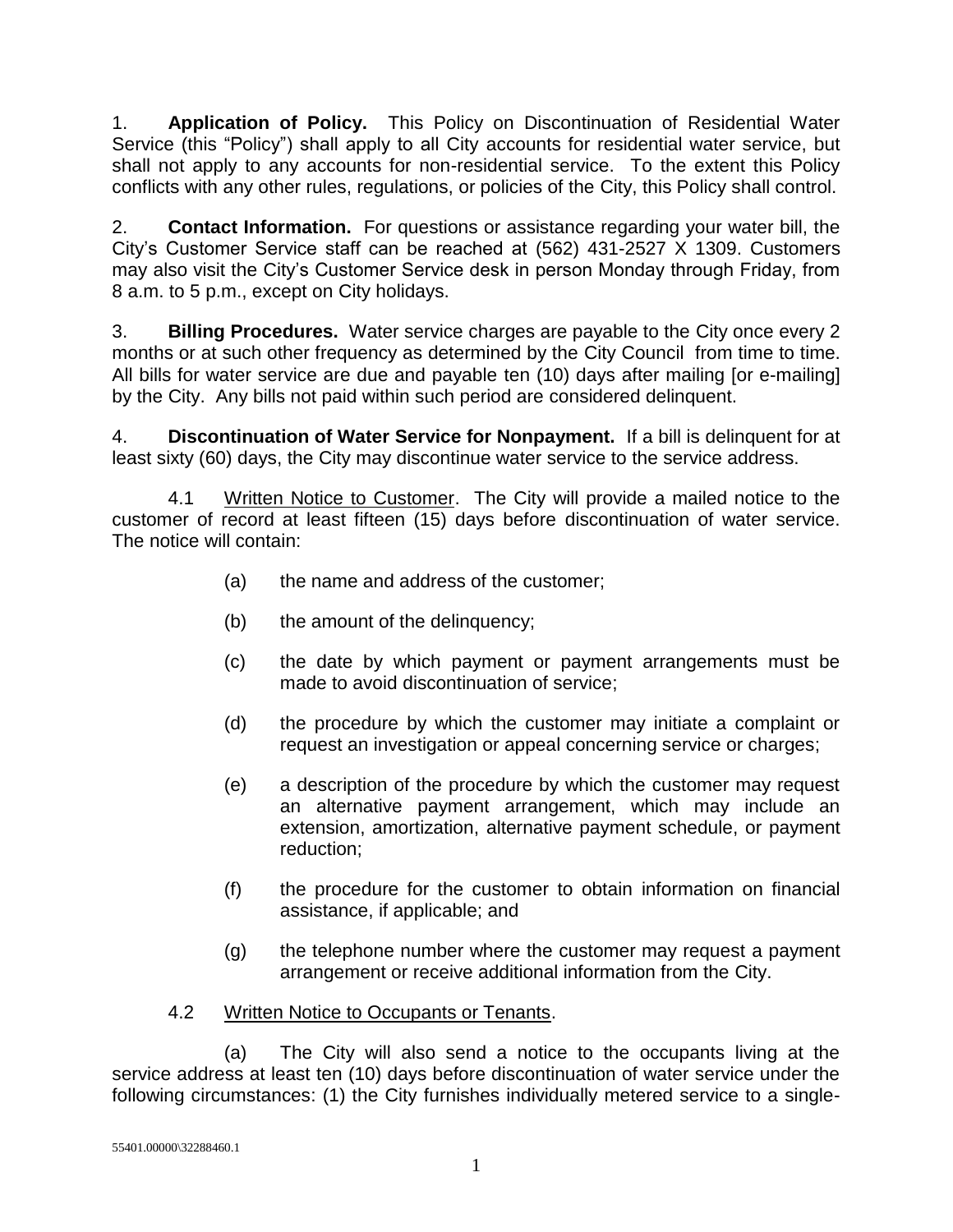1. **Application of Policy.** This Policy on Discontinuation of Residential Water Service (this "Policy") shall apply to all City accounts for residential water service, but shall not apply to any accounts for non-residential service. To the extent this Policy conflicts with any other rules, regulations, or policies of the City, this Policy shall control.

2. **Contact Information.** For questions or assistance regarding your water bill, the City's Customer Service staff can be reached at (562) 431-2527 X 1309. Customers may also visit the City's Customer Service desk in person Monday through Friday, from 8 a.m. to 5 p.m., except on City holidays.

3. **Billing Procedures.** Water service charges are payable to the City once every 2 months or at such other frequency as determined by the City Council from time to time. All bills for water service are due and payable ten (10) days after mailing [or e-mailing] by the City. Any bills not paid within such period are considered delinquent.

4. **Discontinuation of Water Service for Nonpayment.** If a bill is delinquent for at least sixty (60) days, the City may discontinue water service to the service address.

4.1 Written Notice to Customer. The City will provide a mailed notice to the customer of record at least fifteen (15) days before discontinuation of water service. The notice will contain:

(a) the name and address of the customer;

(b) the amount of the delinquency;

(c) the date by which payment or payment arrangements must be made to avoid discontinuation of service;

(d) the procedure by which the customer may initiate a complaint or request an investigation or appeal concerning service or charges;

(e) a description of the procedure by which the customer may request an alternative payment arrangement, which may include an extension, amortization, alternative payment schedule, or payment reduction;

(f) the procedure for the customer to obtain information on financial assistance, if applicable; and

(g) the telephone number where the customer may request a payment arrangement or receive additional information from the City.

4.2 Written Notice to Occupants or Tenants.

(a) The City will also send a notice to the occupants living at the service address at least ten (10) days before discontinuation of water service under the following circumstances: (1) the City furnishes individually metered service to a single-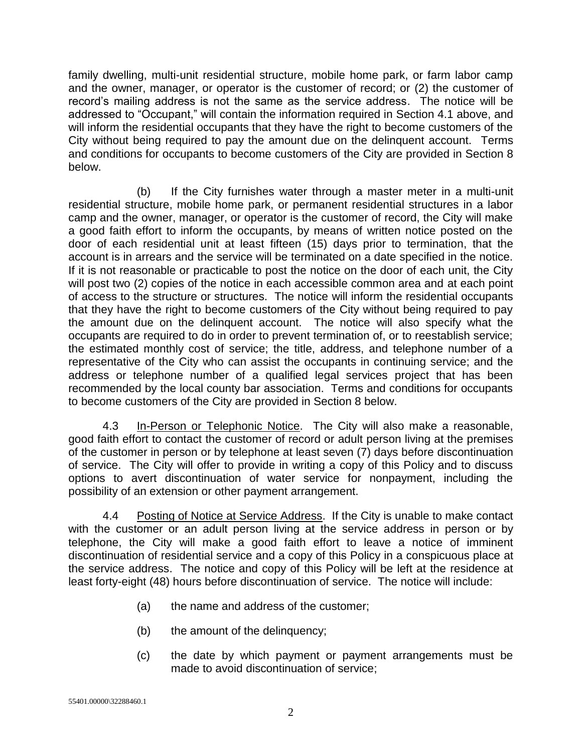family dwelling, multi-unit residential structure, mobile home park, or farm labor camp and the owner, manager, or operator is the customer of record; or (2) the customer of record's mailing address is not the same as the service address. The notice will be addressed to "Occupant," will contain the information required in Section 4.1 above, and will inform the residential occupants that they have the right to become customers of the City without being required to pay the amount due on the delinquent account. Terms and conditions for occupants to become customers of the City are provided in Section 8 below.

(b) If the City furnishes water through a master meter in a multi-unit residential structure, mobile home park, or permanent residential structures in a labor camp and the owner, manager, or operator is the customer of record, the City will make a good faith effort to inform the occupants, by means of written notice posted on the door of each residential unit at least fifteen (15) days prior to termination, that the account is in arrears and the service will be terminated on a date specified in the notice. If it is not reasonable or practicable to post the notice on the door of each unit, the City will post two (2) copies of the notice in each accessible common area and at each point of access to the structure or structures. The notice will inform the residential occupants that they have the right to become customers of the City without being required to pay the amount due on the delinquent account. The notice will also specify what the occupants are required to do in order to prevent termination of, or to reestablish service; the estimated monthly cost of service; the title, address, and telephone number of a representative of the City who can assist the occupants in continuing service; and the address or telephone number of a qualified legal services project that has been recommended by the local county bar association. Terms and conditions for occupants to become customers of the City are provided in Section 8 below.

4.3 <u>In-Person or Telephonic Notice</u>. The City will also make a reasonable, good faith effort to contact the customer of record or adult person living at the premises of the customer in person or by telephone at least seven (7) days before discontinuation of service. The City will offer to provide in writing a copy of this Policy and to discuss options to avert discontinuation of water service for nonpayment, including the possibility of an extension or other payment arrangement.

4.4 <u>Posting of Notice at Service Address</u>. If the City is unable to make contact with the customer or an adult person living at the service address in person or by telephone, the City will make a good faith effort to leave a notice of imminent discontinuation of residential service and a copy of this Policy in a conspicuous place at the service address. The notice and copy of this Policy will be left at the residence at least forty-eight (48) hours before discontinuation of service. The notice will include:

(a) the name and address of the customer;

(b) the amount of the delinquency;

(c) the date by which payment or payment arrangements must be made to avoid discontinuation of service;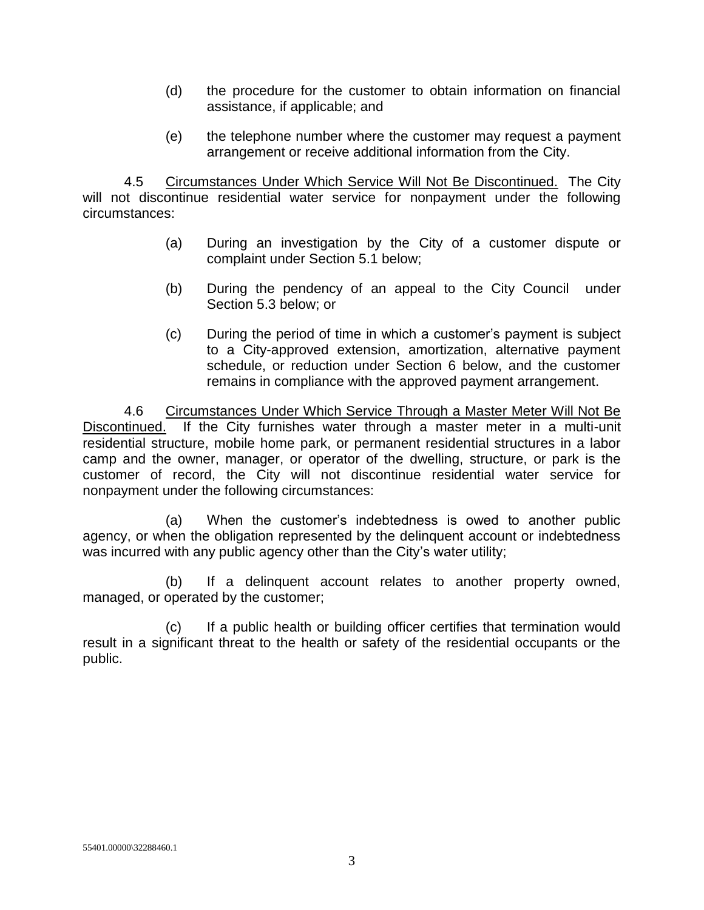(d) the procedure for the customer to obtain information on financial assistance, if applicable; and

(e) the telephone number where the customer may request a payment arrangement or receive additional information from the City.

4.5 Circumstances Under Which Service Will Not Be Discontinued. The City will not discontinue residential water service for nonpayment under the following circumstances:

(a) During an investigation by the City of a customer dispute or complaint under Section 5.1 below;

(b) During the pendency of an appeal to the City Council under Section 5.3 below; or

(c) During the period of time in which a customer's payment is subject to a City-approved extension, amortization, alternative payment schedule, or reduction under Section 6 below, and the customer remains in compliance with the approved payment arrangement.

4.6 Circumstances Under Which Service Through a Master Meter Will Not Be Discontinued. If the City furnishes water through a master meter in a multi-unit residential structure, mobile home park, or permanent residential structures in a labor camp and the owner, manager, or operator of the dwelling, structure, or park is the customer of record, the City will not discontinue residential water service for nonpayment under the following circumstances:

(a) When the customer's indebtedness is owed to another public agency, or when the obligation represented by the delinquent account or indebtedness was incurred with any public agency other than the City's water utility;

(b) If a delinquent account relates to another property owned, managed, or operated by the customer;

(c) If a public health or building officer certifies that termination would result in a significant threat to the health or safety of the residential occupants or the public.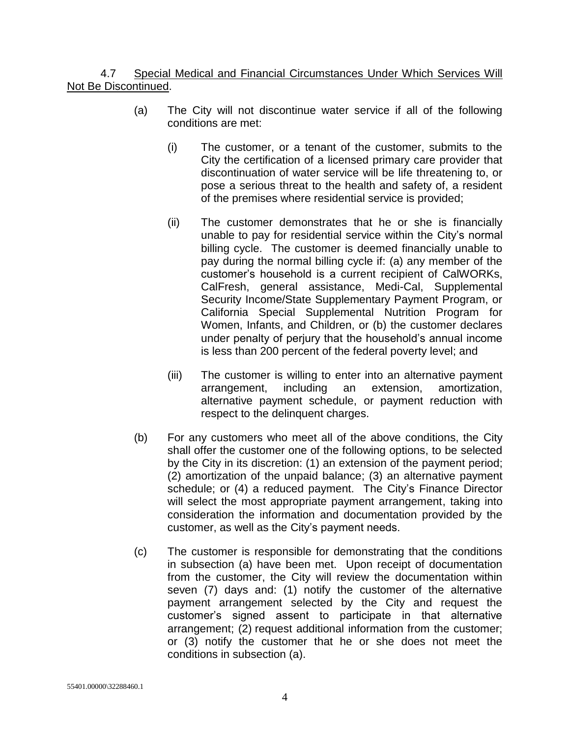4.7 Special Medical and Financial Circumstances Under Which Services Will Not Be Discontinued.

(a) The City will not discontinue water service if all of the following conditions are met:

(i) The customer, or a tenant of the customer, submits to the City the certification of a licensed primary care provider that discontinuation of water service will be life threatening to, or pose a serious threat to the health and safety of, a resident of the premises where residential service is provided;

(ii) The customer demonstrates that he or she is financially unable to pay for residential service within the City's normal billing cycle. The customer is deemed financially unable to pay during the normal billing cycle if: (a) any member of the customer's household is a current recipient of CalWORKs, CalFresh, general assistance, Medi-Cal, Supplemental Security Income/State Supplementary Payment Program, or California Special Supplemental Nutrition Program for Women, Infants, and Children, or (b) the customer declares under penalty of perjury that the household's annual income is less than 200 percent of the federal poverty level; and

(iii) The customer is willing to enter into an alternative payment arrangement, including an extension, amortization, alternative payment schedule, or payment reduction with respect to the delinquent charges.

(b) For any customers who meet all of the above conditions, the City shall offer the customer one of the following options, to be selected by the City in its discretion: (1) an extension of the payment period; (2) amortization of the unpaid balance; (3) an alternative payment schedule; or (4) a reduced payment. The City's Finance Director will select the most appropriate payment arrangement, taking into consideration the information and documentation provided by the customer, as well as the City's payment needs.

(c) The customer is responsible for demonstrating that the conditions in subsection (a) have been met. Upon receipt of documentation from the customer, the City will review the documentation within seven (7) days and: (1) notify the customer of the alternative payment arrangement selected by the City and request the customer's signed assent to participate in that alternative arrangement; (2) request additional information from the customer; or (3) notify the customer that he or she does not meet the conditions in subsection (a).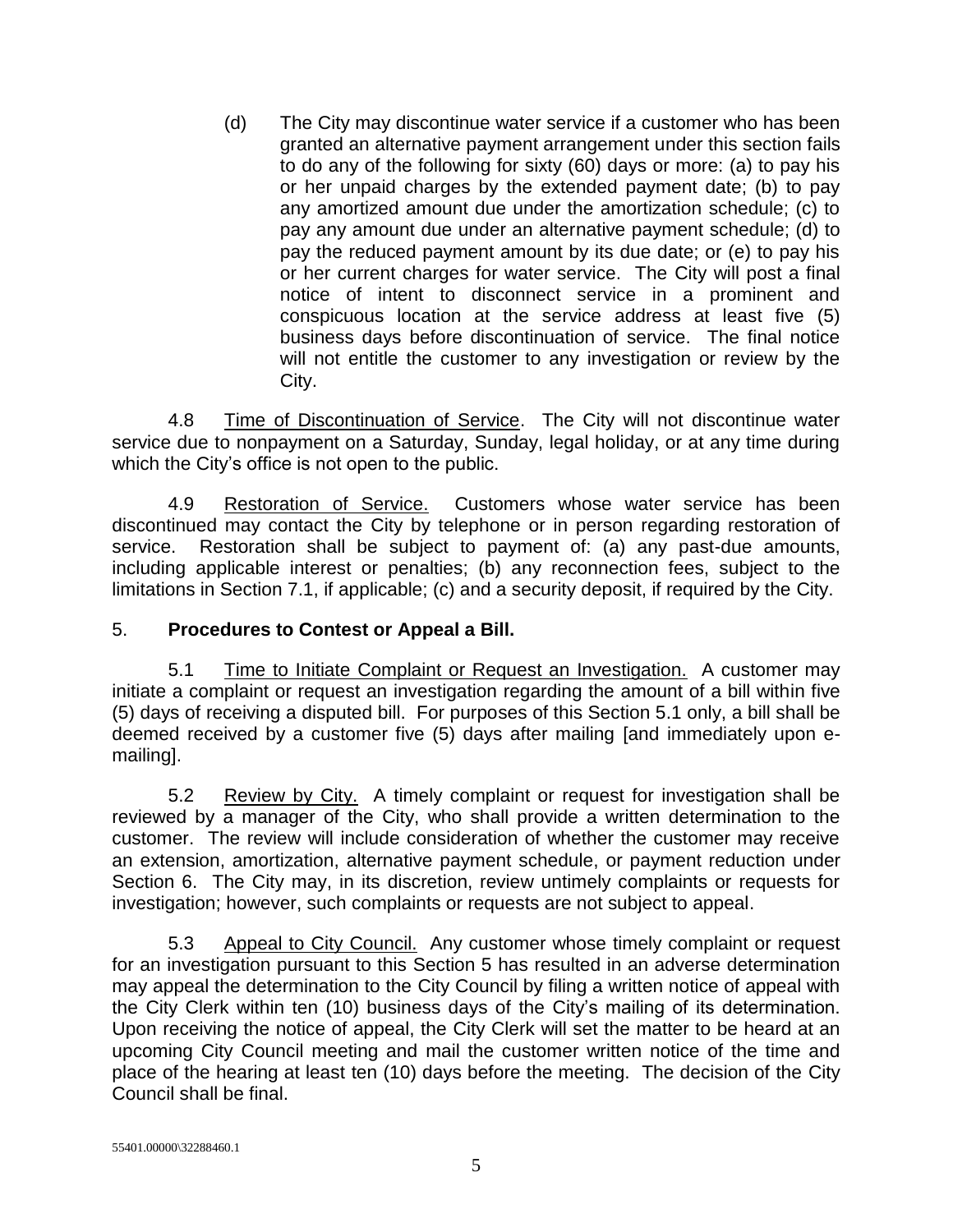(d) The City may discontinue water service if a customer who has been granted an alternative payment arrangement under this section fails to do any of the following for sixty (60) days or more: (a) to pay his or her unpaid charges by the extended payment date; (b) to pay any amortized amount due under the amortization schedule; (c) to pay any amount due under an alternative payment schedule; (d) to pay the reduced payment amount by its due date; or (e) to pay his or her current charges for water service. The City will post a final notice of intent to disconnect service in a prominent and conspicuous location at the service address at least five (5) business days before discontinuation of service. The final notice will not entitle the customer to any investigation or review by the City.

4.8 Time of Discontinuation of Service. The City will not discontinue water service due to nonpayment on a Saturday, Sunday, legal holiday, or at any time during which the City's office is not open to the public.

4.9 Restoration of Service. Customers whose water service has been discontinued may contact the City by telephone or in person regarding restoration of service. Restoration shall be subject to payment of: (a) any past-due amounts, including applicable interest or penalties; (b) any reconnection fees, subject to the limitations in Section 7.1, if applicable; (c) and a security deposit, if required by the City.

5. **Procedures to Contest or Appeal a Bill.**

5.1 Time to Initiate Complaint or Request an Investigation. A customer may initiate a complaint or request an investigation regarding the amount of a bill within five (5) days of receiving a disputed bill. For purposes of this Section 5.1 only, a bill shall be deemed received by a customer five (5) days after mailing [and immediately upon e-mailing].

5.2 Review by City. A timely complaint or request for investigation shall be reviewed by a manager of the City, who shall provide a written determination to the customer. The review will include consideration of whether the customer may receive an extension, amortization, alternative payment schedule, or payment reduction under Section 6. The City may, in its discretion, review untimely complaints or requests for investigation; however, such complaints or requests are not subject to appeal.

5.3 Appeal to City Council. Any customer whose timely complaint or request for an investigation pursuant to this Section 5 has resulted in an adverse determination may appeal the determination to the City Council by filing a written notice of appeal with the City Clerk within ten (10) business days of the City's mailing of its determination. Upon receiving the notice of appeal, the City Clerk will set the matter to be heard at an upcoming City Council meeting and mail the customer written notice of the time and place of the hearing at least ten (10) days before the meeting. The decision of the City Council shall be final.

55401.00000\32288460.1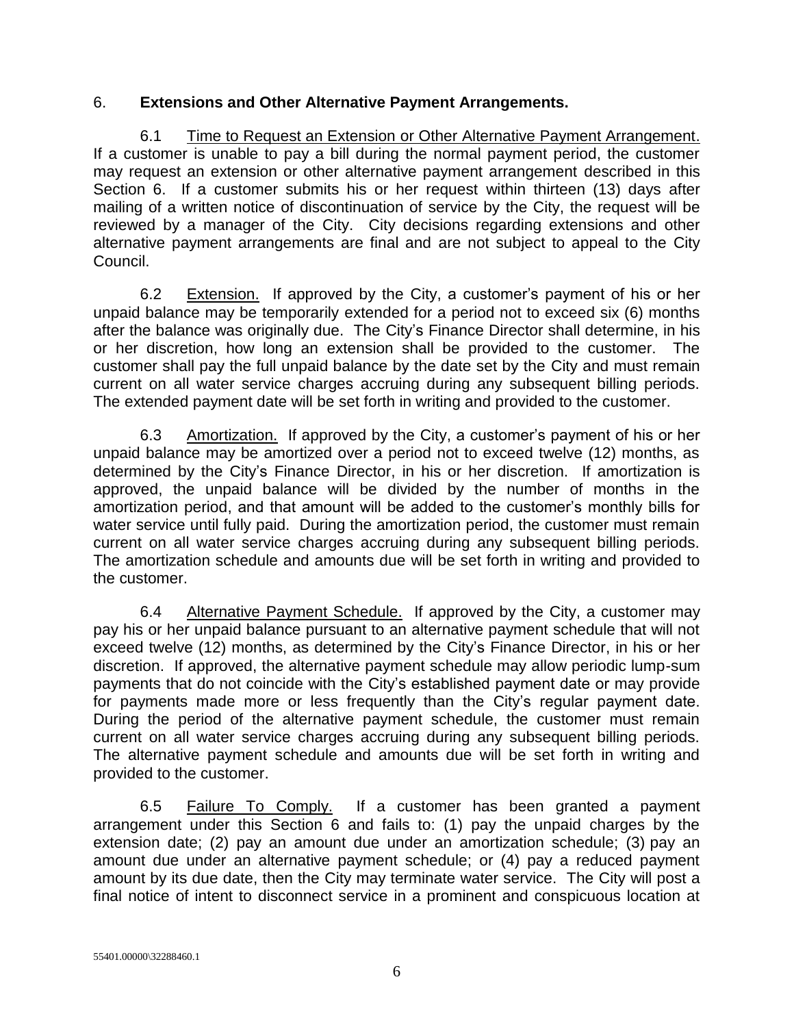## 6. **Extensions and Other Alternative Payment Arrangements.**

6.1 Time to Request an Extension or Other Alternative Payment Arrangement. If a customer is unable to pay a bill during the normal payment period, the customer may request an extension or other alternative payment arrangement described in this Section 6. If a customer submits his or her request within thirteen (13) days after mailing of a written notice of discontinuation of service by the City, the request will be reviewed by a manager of the City. City decisions regarding extensions and other alternative payment arrangements are final and are not subject to appeal to the City Council.

6.2 Extension. If approved by the City, a customer's payment of his or her unpaid balance may be temporarily extended for a period not to exceed six (6) months after the balance was originally due. The City's Finance Director shall determine, in his or her discretion, how long an extension shall be provided to the customer. The customer shall pay the full unpaid balance by the date set by the City and must remain current on all water service charges accruing during any subsequent billing periods. The extended payment date will be set forth in writing and provided to the customer.

6.3 Amortization. If approved by the City, a customer's payment of his or her unpaid balance may be amortized over a period not to exceed twelve (12) months, as determined by the City's Finance Director, in his or her discretion. If amortization is approved, the unpaid balance will be divided by the number of months in the amortization period, and that amount will be added to the customer's monthly bills for water service until fully paid. During the amortization period, the customer must remain current on all water service charges accruing during any subsequent billing periods. The amortization schedule and amounts due will be set forth in writing and provided to the customer.

6.4 Alternative Payment Schedule. If approved by the City, a customer may pay his or her unpaid balance pursuant to an alternative payment schedule that will not exceed twelve (12) months, as determined by the City's Finance Director, in his or her discretion. If approved, the alternative payment schedule may allow periodic lump-sum payments that do not coincide with the City's established payment date or may provide for payments made more or less frequently than the City's regular payment date. During the period of the alternative payment schedule, the customer must remain current on all water service charges accruing during any subsequent billing periods. The alternative payment schedule and amounts due will be set forth in writing and provided to the customer.

6.5 Failure To Comply. If a customer has been granted a payment arrangement under this Section 6 and fails to: (1) pay the unpaid charges by the extension date; (2) pay an amount due under an amortization schedule; (3) pay an amount due under an alternative payment schedule; or (4) pay a reduced payment amount by its due date, then the City may terminate water service. The City will post a final notice of intent to disconnect service in a prominent and conspicuous location at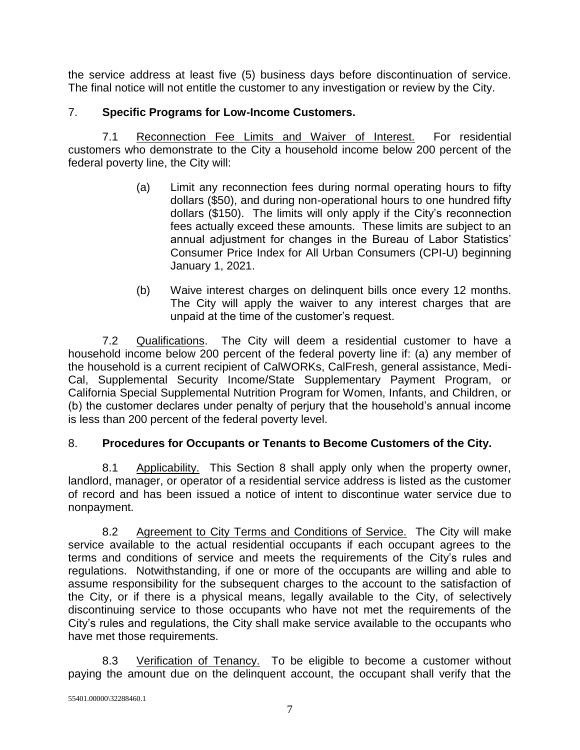the service address at least five (5) business days before discontinuation of service. The final notice will not entitle the customer to any investigation or review by the City.

## 7. **Specific Programs for Low-Income Customers.**

7.1 Reconnection Fee Limits and Waiver of Interest. For residential customers who demonstrate to the City a household income below 200 percent of the federal poverty line, the City will:

(a) Limit any reconnection fees during normal operating hours to fifty dollars ($50), and during non-operational hours to one hundred fifty dollars ($150). The limits will only apply if the City's reconnection fees actually exceed these amounts. These limits are subject to an annual adjustment for changes in the Bureau of Labor Statistics' Consumer Price Index for All Urban Consumers (CPI-U) beginning January 1, 2021.

(b) Waive interest charges on delinquent bills once every 12 months. The City will apply the waiver to any interest charges that are unpaid at the time of the customer's request.

7.2 Qualifications. The City will deem a residential customer to have a household income below 200 percent of the federal poverty line if: (a) any member of the household is a current recipient of CalWORKs, CalFresh, general assistance, Medi-Cal, Supplemental Security Income/State Supplementary Payment Program, or California Special Supplemental Nutrition Program for Women, Infants, and Children, or (b) the customer declares under penalty of perjury that the household's annual income is less than 200 percent of the federal poverty level.

## 8. **Procedures for Occupants or Tenants to Become Customers of the City.**

8.1 Applicability. This Section 8 shall apply only when the property owner, landlord, manager, or operator of a residential service address is listed as the customer of record and has been issued a notice of intent to discontinue water service due to nonpayment.

8.2 Agreement to City Terms and Conditions of Service. The City will make service available to the actual residential occupants if each occupant agrees to the terms and conditions of service and meets the requirements of the City's rules and regulations. Notwithstanding, if one or more of the occupants are willing and able to assume responsibility for the subsequent charges to the account to the satisfaction of the City, or if there is a physical means, legally available to the City, of selectively discontinuing service to those occupants who have not met the requirements of the City's rules and regulations, the City shall make service available to the occupants who have met those requirements.

8.3 Verification of Tenancy. To be eligible to become a customer without paying the amount due on the delinquent account, the occupant shall verify that the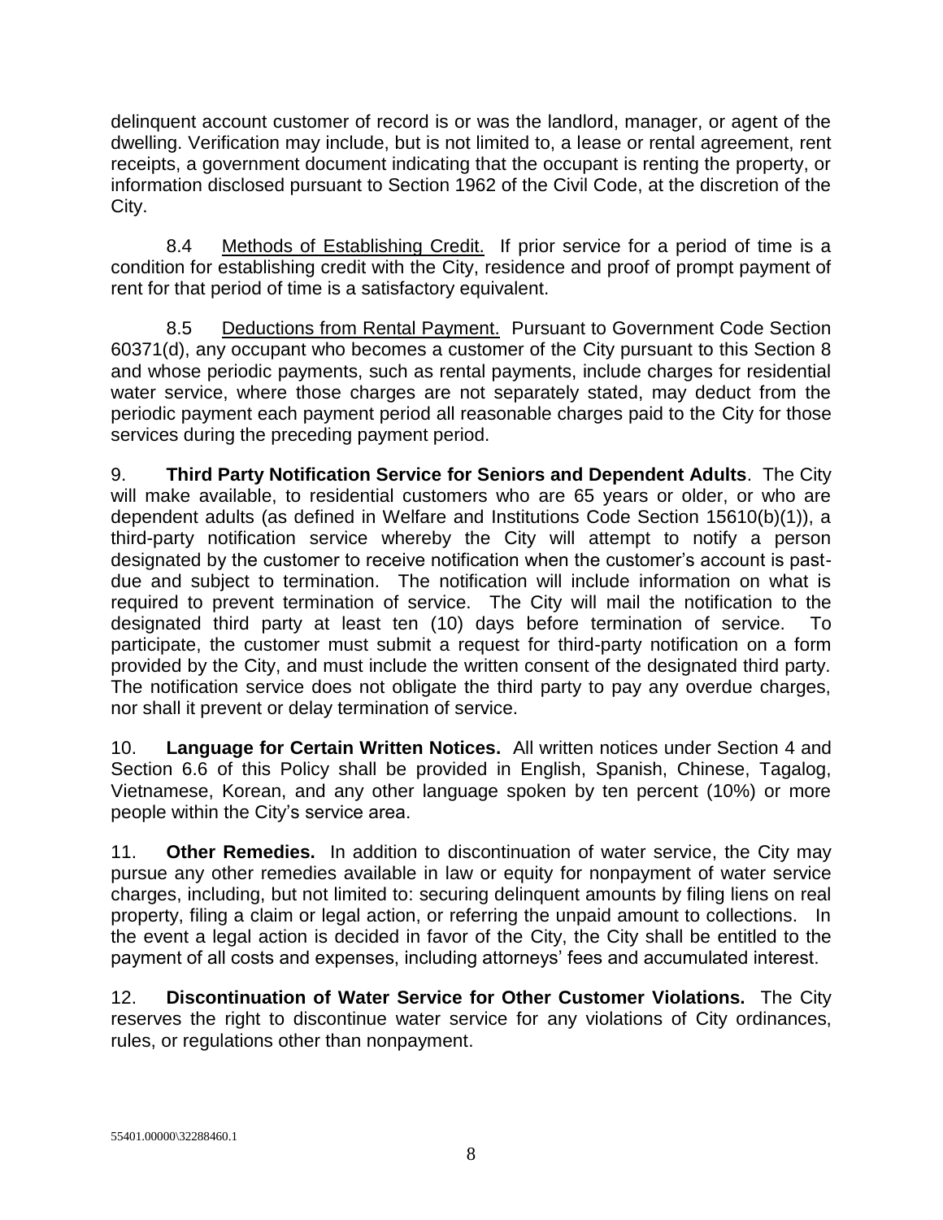delinquent account customer of record is or was the landlord, manager, or agent of the dwelling. Verification may include, but is not limited to, a lease or rental agreement, rent receipts, a government document indicating that the occupant is renting the property, or information disclosed pursuant to Section 1962 of the Civil Code, at the discretion of the City.

8.4 Methods of Establishing Credit. If prior service for a period of time is a condition for establishing credit with the City, residence and proof of prompt payment of rent for that period of time is a satisfactory equivalent.

8.5 Deductions from Rental Payment. Pursuant to Government Code Section 60371(d), any occupant who becomes a customer of the City pursuant to this Section 8 and whose periodic payments, such as rental payments, include charges for residential water service, where those charges are not separately stated, may deduct from the periodic payment each payment period all reasonable charges paid to the City for those services during the preceding payment period.

9. **Third Party Notification Service for Seniors and Dependent Adults**. The City will make available, to residential customers who are 65 years or older, or who are dependent adults (as defined in Welfare and Institutions Code Section 15610(b)(1)), a third-party notification service whereby the City will attempt to notify a person designated by the customer to receive notification when the customer's account is past-due and subject to termination. The notification will include information on what is required to prevent termination of service. The City will mail the notification to the designated third party at least ten (10) days before termination of service. To participate, the customer must submit a request for third-party notification on a form provided by the City, and must include the written consent of the designated third party. The notification service does not obligate the third party to pay any overdue charges, nor shall it prevent or delay termination of service.

10. **Language for Certain Written Notices.** All written notices under Section 4 and Section 6.6 of this Policy shall be provided in English, Spanish, Chinese, Tagalog, Vietnamese, Korean, and any other language spoken by ten percent (10%) or more people within the City's service area.

11. **Other Remedies.** In addition to discontinuation of water service, the City may pursue any other remedies available in law or equity for nonpayment of water service charges, including, but not limited to: securing delinquent amounts by filing liens on real property, filing a claim or legal action, or referring the unpaid amount to collections. In the event a legal action is decided in favor of the City, the City shall be entitled to the payment of all costs and expenses, including attorneys' fees and accumulated interest.

12. **Discontinuation of Water Service for Other Customer Violations.** The City reserves the right to discontinue water service for any violations of City ordinances, rules, or regulations other than nonpayment.

55401.00000\32288460.1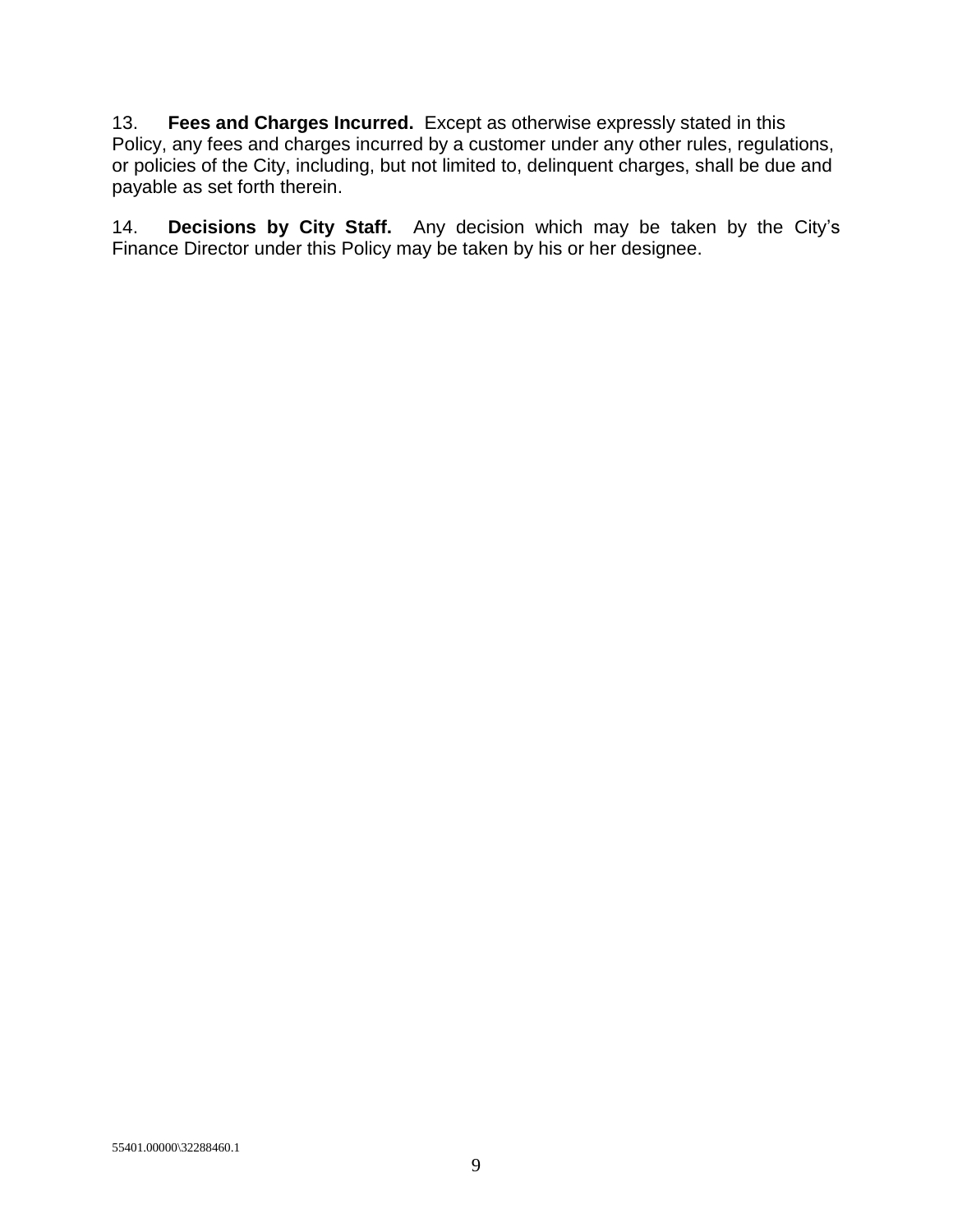13. **Fees and Charges Incurred.** Except as otherwise expressly stated in this Policy, any fees and charges incurred by a customer under any other rules, regulations, or policies of the City, including, but not limited to, delinquent charges, shall be due and payable as set forth therein.

14. **Decisions by City Staff.** Any decision which may be taken by the City's Finance Director under this Policy may be taken by his or her designee.